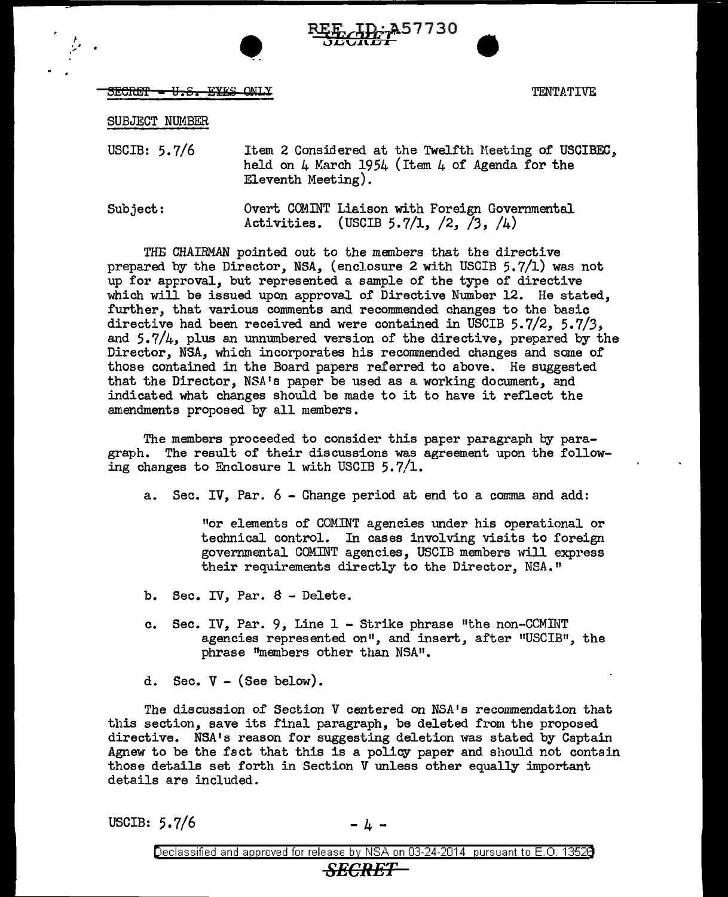SECRET - U.S. EYES ONLY

TENTATIVE

SUBJECT NUMBER

USCIB: 5.7/6 — Item 2 Considered at the Twelfth Meeting of USCIBEC, held on 4 March 1954 (Item 4 of Agenda for the Eleventh Meeting).

Subject: Overt COMINT Liaison with Foreign Governmental Activities. (USCIB 5.7/1, /2, /3, /4)

THE CHAIRMAN pointed out to the members that the directive prepared by the Director, NSA, (enclosure 2 with USCIB 5.7/1) was not up for approval, but represented a sample of the type of directive which will be issued upon approval of Directive Number 12. He stated, further, that various comments and recommended changes to the basic directive had been received and were contained in USCIB 5.7/2, 5.7/3, and 5.7/4, plus an unnumbered version of the directive, prepared by the Director, NSA, which incorporates his recommended changes and some of those contained in the Board papers referred to above. He suggested that the Director, NSA's paper be used as a working document, and indicated what changes should be made to it to have it reflect the amendments proposed by all members.

The members proceeded to consider this paper paragraph by paragraph. The result of their discussions was agreement upon the following changes to Enclosure 1 with USCIB 5.7/1.

a. Sec. IV, Par. 6 - Change period at end to a comma and add:

> "or elements of COMINT agencies under his operational or technical control. In cases involving visits to foreign governmental COMINT agencies, USCIB members will express their requirements directly to the Director, NSA."

b. Sec. IV, Par. 8 - Delete.

c. Sec. IV, Par. 9, Line 1 - Strike phrase "the non-COMINT agencies represented on", and insert, after "USCIB", the phrase "members other than NSA".

d. Sec. V - (See below).

The discussion of Section V centered on NSA's recommendation that this section, save its final paragraph, be deleted from the proposed directive. NSA's reason for suggesting deletion was stated by Captain Agnew to be the fact that this is a policy paper and should not contain those details set forth in Section V unless other equally important details are included.

USCIB: 5.7/6

Declassified and approved for release by NSA on 03-24-2014 pursuant to E.O. 13526

SECRET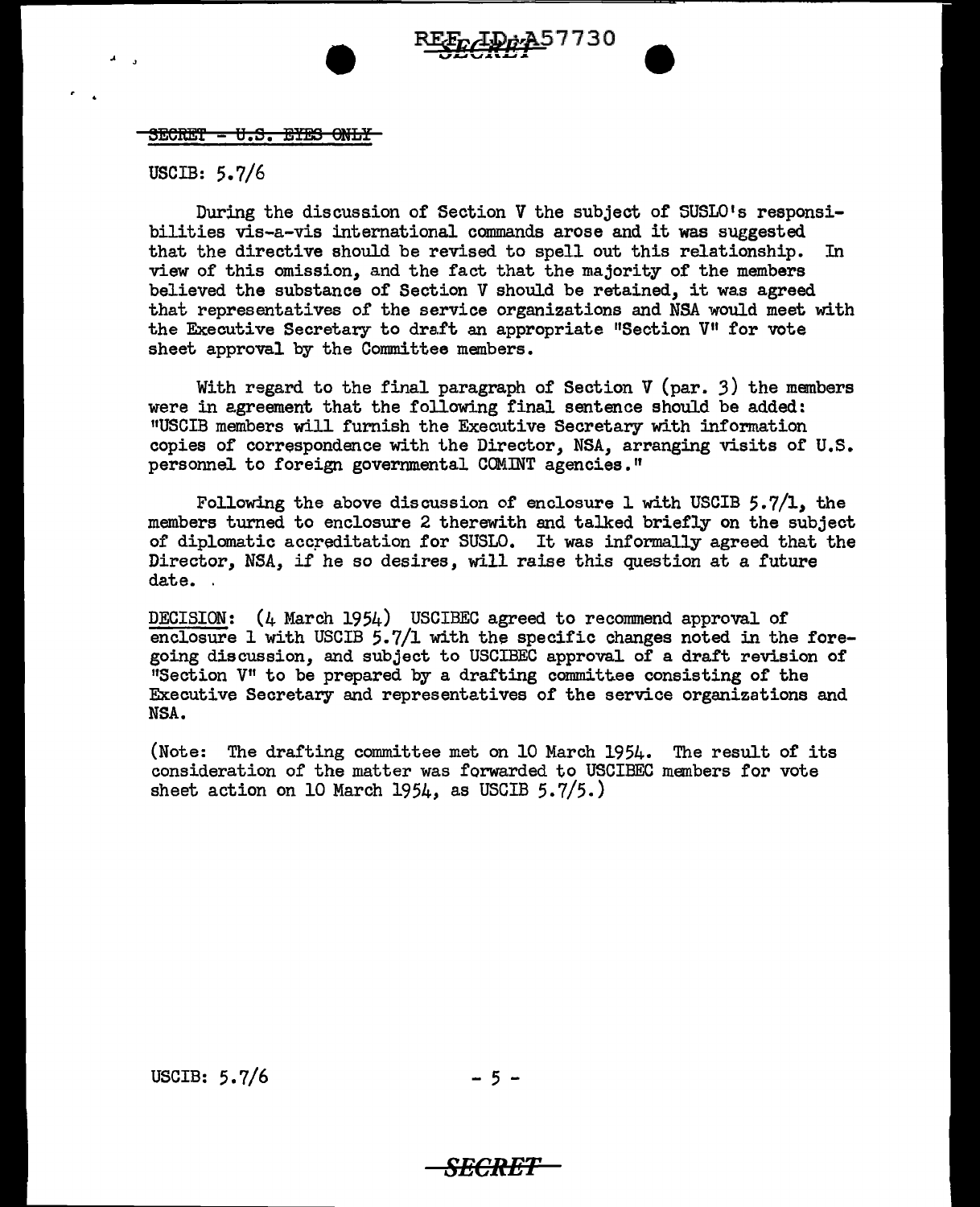SECRET - U.S. EYES ONLY

USCIB: 5.7/6

During the discussion of Section V the subject of SUSLO's responsibilities vis-a-vis international commands arose and it was suggested that the directive should be revised to spell out this relationship. In view of this omission, and the fact that the majority of the members believed the substance of Section V should be retained, it was agreed that representatives of the service organizations and NSA would meet with the Executive Secretary to draft an appropriate "Section V" for vote sheet approval by the Committee members.

With regard to the final paragraph of Section V (par. 3) the members were in agreement that the following final sentence should be added: "USCIB members will furnish the Executive Secretary with information copies of correspondence with the Director, NSA, arranging visits of U.S. personnel to foreign governmental COMINT agencies."

Following the above discussion of enclosure 1 with USCIB 5.7/1, the members turned to enclosure 2 therewith and talked briefly on the subject of diplomatic accreditation for SUSLO. It was informally agreed that the Director, NSA, if he so desires, will raise this question at a future date.

DECISION: (4 March 1954) USCIBEC agreed to recommend approval of enclosure 1 with USCIB 5.7/1 with the specific changes noted in the foregoing discussion, and subject to USCIBEC approval of a draft revision of "Section V" to be prepared by a drafting committee consisting of the Executive Secretary and representatives of the service organizations and NSA.

(Note: The drafting committee met on 10 March 1954. The result of its consideration of the matter was forwarded to USCIBEC members for vote sheet action on 10 March 1954, as USCIB 5.7/5.)

USCIB: 5.7/6

SECRET